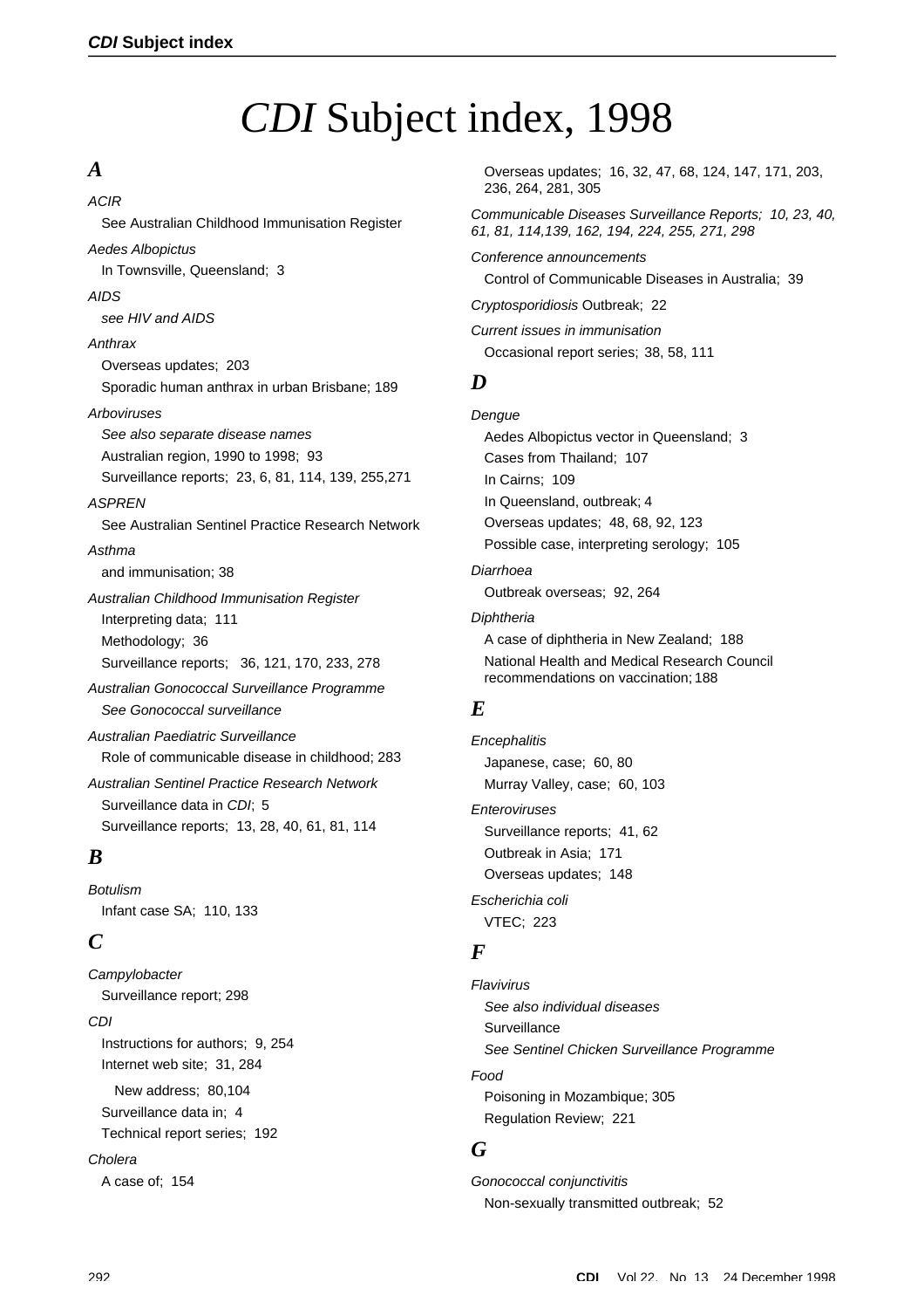# *CDI* Subject index, 1998

## *A*

*ACIR*
See Australian Childhood Immunisation Register

*Aedes Albopictus*
In Townsville, Queensland; 3

*AIDS*
*see HIV and AIDS*

*Anthrax*
Overseas updates; 203
Sporadic human anthrax in urban Brisbane; 189

*Arboviruses*
*See also separate disease names*
Australian region, 1990 to 1998; 93
Surveillance reports; 23, 6, 81, 114, 139, 255,271

*ASPREN*
See Australian Sentinel Practice Research Network

*Asthma*
and immunisation; 38

*Australian Childhood Immunisation Register*
Interpreting data; 111
Methodology; 36
Surveillance reports; 36, 121, 170, 233, 278

*Australian Gonococcal Surveillance Programme*
*See Gonococcal surveillance*

*Australian Paediatric Surveillance*
Role of communicable disease in childhood; 283

*Australian Sentinel Practice Research Network*
Surveillance data in *CDI*; 5
Surveillance reports; 13, 28, 40, 61, 81, 114

## *B*

*Botulism*
Infant case SA; 110, 133

## *C*

*Campylobacter*
Surveillance report; 298

*CDI*
Instructions for authors; 9, 254
Internet web site; 31, 284
New address; 80,104
Surveillance data in; 4
Technical report series; 192

*Cholera*
A case of; 154
Overseas updates; 16, 32, 47, 68, 124, 147, 171, 203, 236, 264, 281, 305

*Communicable Diseases Surveillance Reports; 10, 23, 40, 61, 81, 114,139, 162, 194, 224, 255, 271, 298*

*Conference announcements*
Control of Communicable Diseases in Australia; 39

*Cryptosporidiosis* Outbreak; 22

*Current issues in immunisation*
Occasional report series; 38, 58, 111

## *D*

*Dengue*
Aedes Albopictus vector in Queensland; 3
Cases from Thailand; 107
In Cairns; 109
In Queensland, outbreak; 4
Overseas updates; 48, 68, 92, 123
Possible case, interpreting serology; 105

*Diarrhoea*
Outbreak overseas; 92, 264

*Diphtheria*
A case of diphtheria in New Zealand; 188
National Health and Medical Research Council recommendations on vaccination; 188

## *E*

*Encephalitis*
Japanese, case; 60, 80
Murray Valley, case; 60, 103

*Enteroviruses*
Surveillance reports; 41, 62
Outbreak in Asia; 171
Overseas updates; 148

*Escherichia coli*
VTEC; 223

## *F*

*Flavivirus*
*See also individual diseases*
Surveillance
*See Sentinel Chicken Surveillance Programme*

*Food*
Poisoning in Mozambique; 305
Regulation Review; 221

## *G*

*Gonococcal conjunctivitis*
Non-sexually transmitted outbreak; 52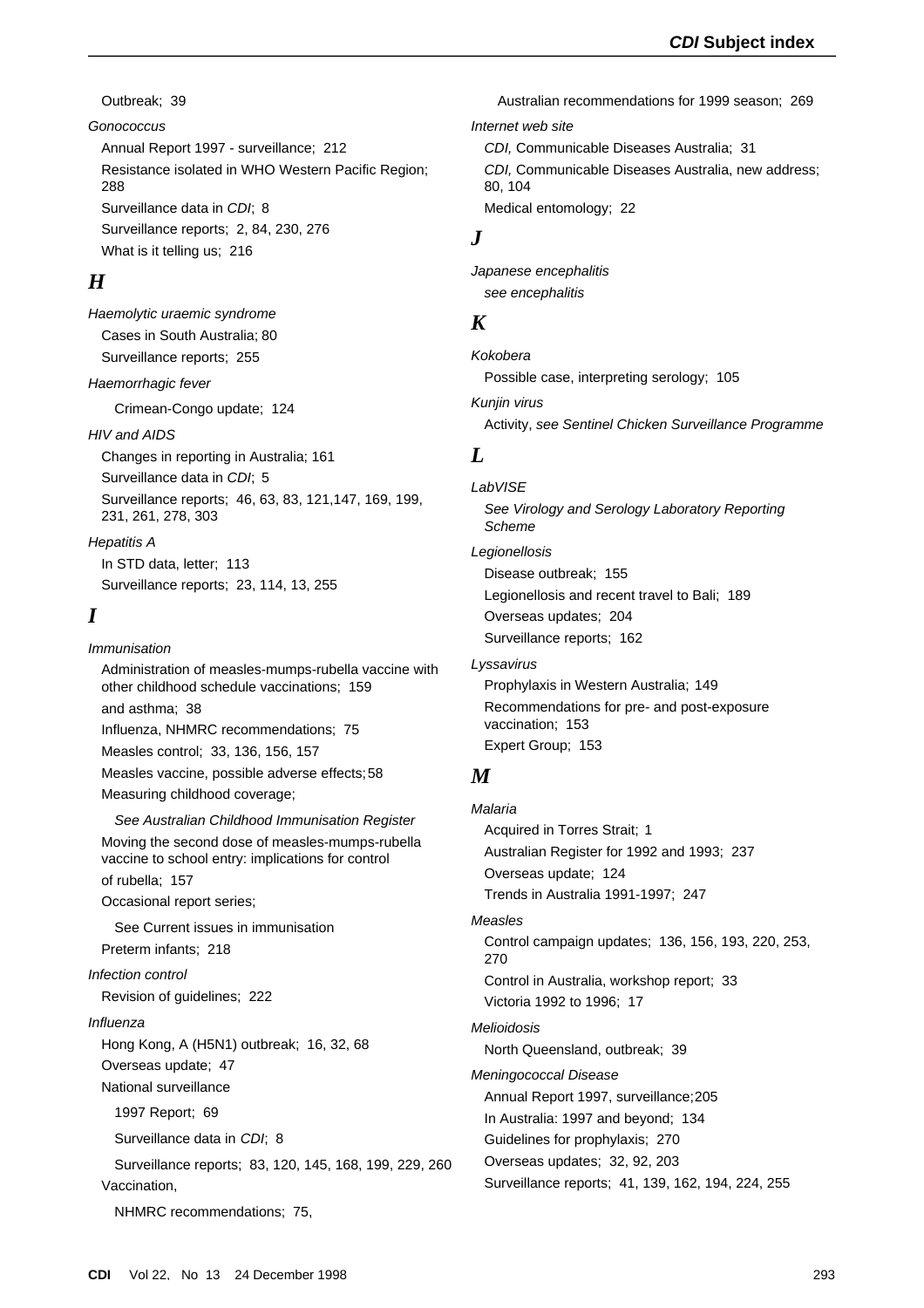Outbreak; 39

*Gonococcus*

Annual Report 1997 - surveillance; 212

Resistance isolated in WHO Western Pacific Region; 288

Surveillance data in *CDI*; 8

Surveillance reports; 2, 84, 230, 276

What is it telling us; 216

## *H*

*Haemolytic uraemic syndrome*

Cases in South Australia; 80

Surveillance reports; 255

*Haemorrhagic fever*

Crimean-Congo update; 124

*HIV and AIDS*

Changes in reporting in Australia; 161

Surveillance data in *CDI*; 5

Surveillance reports; 46, 63, 83, 121,147, 169, 199, 231, 261, 278, 303

*Hepatitis A*

In STD data, letter; 113

Surveillance reports; 23, 114, 13, 255

## *I*

*Immunisation*

Administration of measles-mumps-rubella vaccine with other childhood schedule vaccinations; 159

and asthma; 38

Influenza, NHMRC recommendations; 75

Measles control; 33, 136, 156, 157

Measles vaccine, possible adverse effects; 58

Measuring childhood coverage;

*See Australian Childhood Immunisation Register*

Moving the second dose of measles-mumps-rubella vaccine to school entry: implications for control of rubella; 157

Occasional report series;

See Current issues in immunisation

Preterm infants; 218

*Infection control*

Revision of guidelines; 222

*Influenza*

Hong Kong, A (H5N1) outbreak; 16, 32, 68

Overseas update; 47

National surveillance

1997 Report; 69

Surveillance data in *CDI*; 8

Surveillance reports; 83, 120, 145, 168, 199, 229, 260

Vaccination,

NHMRC recommendations; 75,

Australian recommendations for 1999 season; 269

*Internet web site*

*CDI,* Communicable Diseases Australia; 31

*CDI,* Communicable Diseases Australia, new address; 80, 104

Medical entomology; 22

## *J*

*Japanese encephalitis*

*see encephalitis*

## *K*

*Kokobera*

Possible case, interpreting serology; 105

*Kunjin virus*

Activity, *see Sentinel Chicken Surveillance Programme*

## *L*

*LabVISE*

*See Virology and Serology Laboratory Reporting Scheme*

*Legionellosis*

Disease outbreak; 155

Legionellosis and recent travel to Bali; 189

Overseas updates; 204

Surveillance reports; 162

*Lyssavirus*

Prophylaxis in Western Australia; 149

Recommendations for pre- and post-exposure vaccination; 153

Expert Group; 153

## *M*

*Malaria*

Acquired in Torres Strait; 1

Australian Register for 1992 and 1993; 237

Overseas update; 124

Trends in Australia 1991-1997; 247

*Measles*

Control campaign updates; 136, 156, 193, 220, 253, 270

Control in Australia, workshop report; 33

Victoria 1992 to 1996; 17

*Melioidosis*

North Queensland, outbreak; 39

*Meningococcal Disease*

Annual Report 1997, surveillance; 205

In Australia: 1997 and beyond; 134

Guidelines for prophylaxis; 270

Overseas updates; 32, 92, 203

Surveillance reports; 41, 139, 162, 194, 224, 255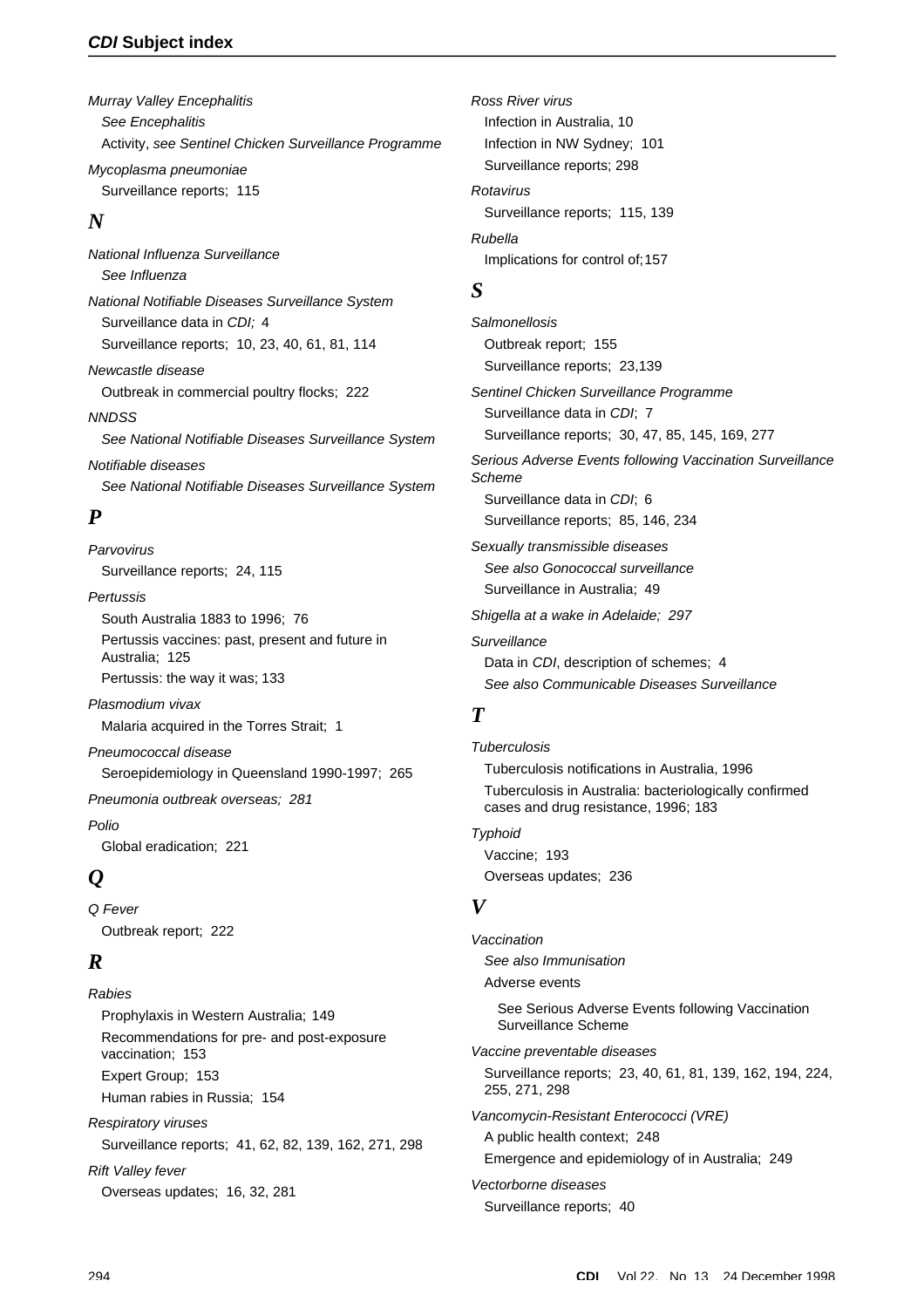*Murray Valley Encephalitis*

*See Encephalitis*

Activity, *see Sentinel Chicken Surveillance Programme*

*Mycoplasma pneumoniae*

Surveillance reports; 115

## N

*National Influenza Surveillance*

*See Influenza*

*National Notifiable Diseases Surveillance System*

Surveillance data in *CDI;* 4

Surveillance reports; 10, 23, 40, 61, 81, 114

*Newcastle disease*

Outbreak in commercial poultry flocks; 222

*NNDSS*

*See National Notifiable Diseases Surveillance System*

*Notifiable diseases*

*See National Notifiable Diseases Surveillance System*

## P

*Parvovirus*

Surveillance reports; 24, 115

*Pertussis*

South Australia 1883 to 1996; 76

Pertussis vaccines: past, present and future in Australia; 125

Pertussis: the way it was; 133

*Plasmodium vivax*

Malaria acquired in the Torres Strait; 1

*Pneumococcal disease*

Seroepidemiology in Queensland 1990-1997; 265

*Pneumonia outbreak overseas; 281*

*Polio*

Global eradication; 221

## Q

*Q Fever*

Outbreak report; 222

## R

*Rabies*

Prophylaxis in Western Australia; 149

Recommendations for pre- and post-exposure vaccination; 153

Expert Group; 153

Human rabies in Russia; 154

*Respiratory viruses*

Surveillance reports; 41, 62, 82, 139, 162, 271, 298

*Rift Valley fever*

Overseas updates; 16, 32, 281

*Ross River virus*

Infection in Australia, 10

Infection in NW Sydney; 101

Surveillance reports; 298

*Rotavirus*

Surveillance reports; 115, 139

*Rubella*

Implications for control of;157

## S

*Salmonellosis*

Outbreak report; 155

Surveillance reports; 23,139

*Sentinel Chicken Surveillance Programme*

Surveillance data in *CDI*; 7

Surveillance reports; 30, 47, 85, 145, 169, 277

*Serious Adverse Events following Vaccination Surveillance Scheme*

Surveillance data in *CDI*; 6

Surveillance reports; 85, 146, 234

*Sexually transmissible diseases*

*See also Gonococcal surveillance*

Surveillance in Australia; 49

*Shigella at a wake in Adelaide; 297*

*Surveillance*

Data in *CDI*, description of schemes; 4

*See also Communicable Diseases Surveillance*

## T

*Tuberculosis*

Tuberculosis notifications in Australia, 1996

Tuberculosis in Australia: bacteriologically confirmed cases and drug resistance, 1996; 183

*Typhoid*

Vaccine; 193

Overseas updates; 236

## V

*Vaccination*

*See also Immunisation*

Adverse events

See Serious Adverse Events following Vaccination Surveillance Scheme

*Vaccine preventable diseases*

Surveillance reports; 23, 40, 61, 81, 139, 162, 194, 224, 255, 271, 298

*Vancomycin-Resistant Enterococci (VRE)*

A public health context; 248

Emergence and epidemiology of in Australia; 249

*Vectorborne diseases*

Surveillance reports; 40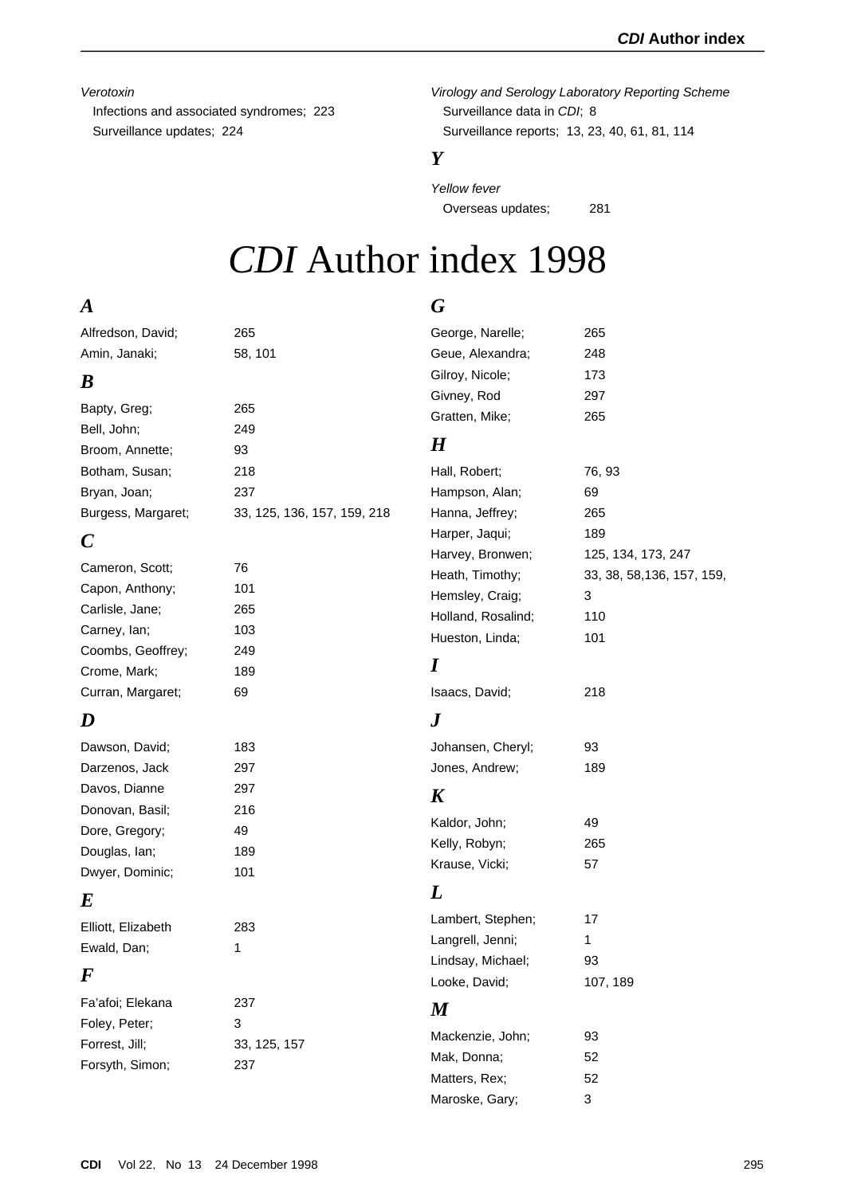*Verotoxin*

Infections and associated syndromes; 223

Surveillance updates; 224

*Virology and Serology Laboratory Reporting Scheme*

Surveillance data in *CDI*; 8

Surveillance reports; 13, 23, 40, 61, 81, 114

### *Y*

*Yellow fever*

Overseas updates; 281

# *CDI* Author index 1998

### *A*

| | |
|---|---|
| Alfredson, David; | 265 |
| Amin, Janaki; | 58, 101 |

### *B*

| | |
|---|---|
| Bapty, Greg; | 265 |
| Bell, John; | 249 |
| Broom, Annette; | 93 |
| Botham, Susan; | 218 |
| Bryan, Joan; | 237 |
| Burgess, Margaret; | 33, 125, 136, 157, 159, 218 |

### *C*

| | |
|---|---|
| Cameron, Scott; | 76 |
| Capon, Anthony; | 101 |
| Carlisle, Jane; | 265 |
| Carney, Ian; | 103 |
| Coombs, Geoffrey; | 249 |
| Crome, Mark; | 189 |
| Curran, Margaret; | 69 |

### *D*

| | |
|---|---|
| Dawson, David; | 183 |
| Darzenos, Jack | 297 |
| Davos, Dianne | 297 |
| Donovan, Basil; | 216 |
| Dore, Gregory; | 49 |
| Douglas, Ian; | 189 |
| Dwyer, Dominic; | 101 |

### *E*

| | |
|---|---|
| Elliott, Elizabeth | 283 |
| Ewald, Dan; | 1 |

### *F*

| | |
|---|---|
| Fa'afoi; Elekana | 237 |
| Foley, Peter; | 3 |
| Forrest, Jill; | 33, 125, 157 |
| Forsyth, Simon; | 237 |

### *G*

| | |
|---|---|
| George, Narelle; | 265 |
| Geue, Alexandra; | 248 |
| Gilroy, Nicole; | 173 |
| Givney, Rod | 297 |
| Gratten, Mike; | 265 |

### *H*

| | |
|---|---|
| Hall, Robert; | 76, 93 |
| Hampson, Alan; | 69 |
| Hanna, Jeffrey; | 265 |
| Harper, Jaqui; | 189 |
| Harvey, Bronwen; | 125, 134, 173, 247 |
| Heath, Timothy; | 33, 38, 58,136, 157, 159, |
| Hemsley, Craig; | 3 |
| Holland, Rosalind; | 110 |
| Hueston, Linda; | 101 |

### *I*

| | |
|---|---|
| Isaacs, David; | 218 |

### *J*

| | |
|---|---|
| Johansen, Cheryl; | 93 |
| Jones, Andrew; | 189 |

### *K*

| | |
|---|---|
| Kaldor, John; | 49 |
| Kelly, Robyn; | 265 |
| Krause, Vicki; | 57 |

### *L*

| | |
|---|---|
| Lambert, Stephen; | 17 |
| Langrell, Jenni; | 1 |
| Lindsay, Michael; | 93 |
| Looke, David; | 107, 189 |

### *M*

| | |
|---|---|
| Mackenzie, John; | 93 |
| Mak, Donna; | 52 |
| Matters, Rex; | 52 |
| Maroske, Gary; | 3 |